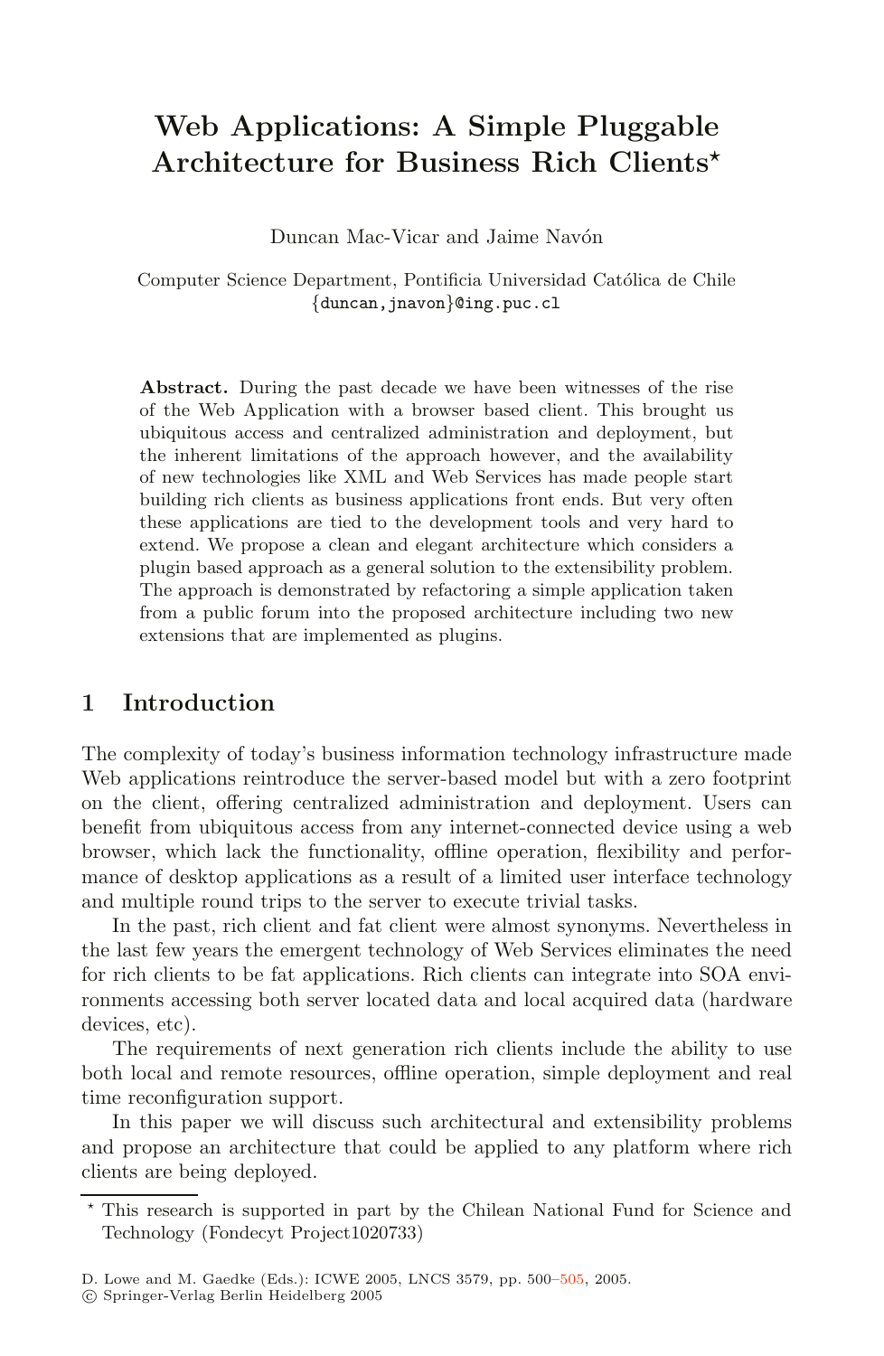# Web Applications: A Simple Pluggable Architecture for Business Rich Clients*

Duncan Mac-Vicar and Jaime Navón

Computer Science Department, Pontificia Universidad Católica de Chile
{duncan,jnavon}@ing.puc.cl

**Abstract.** During the past decade we have been witnesses of the rise of the Web Application with a browser based client. This brought us ubiquitous access and centralized administration and deployment, but the inherent limitations of the approach however, and the availability of new technologies like XML and Web Services has made people start building rich clients as business applications front ends. But very often these applications are tied to the development tools and very hard to extend. We propose a clean and elegant architecture which considers a plugin based approach as a general solution to the extensibility problem. The approach is demonstrated by refactoring a simple application taken from a public forum into the proposed architecture including two new extensions that are implemented as plugins.

## 1 Introduction

The complexity of today's business information technology infrastructure made Web applications reintroduce the server-based model but with a zero footprint on the client, offering centralized administration and deployment. Users can benefit from ubiquitous access from any internet-connected device using a web browser, which lack the functionality, offline operation, flexibility and performance of desktop applications as a result of a limited user interface technology and multiple round trips to the server to execute trivial tasks.

In the past, rich client and fat client were almost synonyms. Nevertheless in the last few years the emergent technology of Web Services eliminates the need for rich clients to be fat applications. Rich clients can integrate into SOA environments accessing both server located data and local acquired data (hardware devices, etc).

The requirements of next generation rich clients include the ability to use both local and remote resources, offline operation, simple deployment and real time reconfiguration support.

In this paper we will discuss such architectural and extensibility problems and propose an architecture that could be applied to any platform where rich clients are being deployed.

* This research is supported in part by the Chilean National Fund for Science and Technology (Fondecyt Project1020733)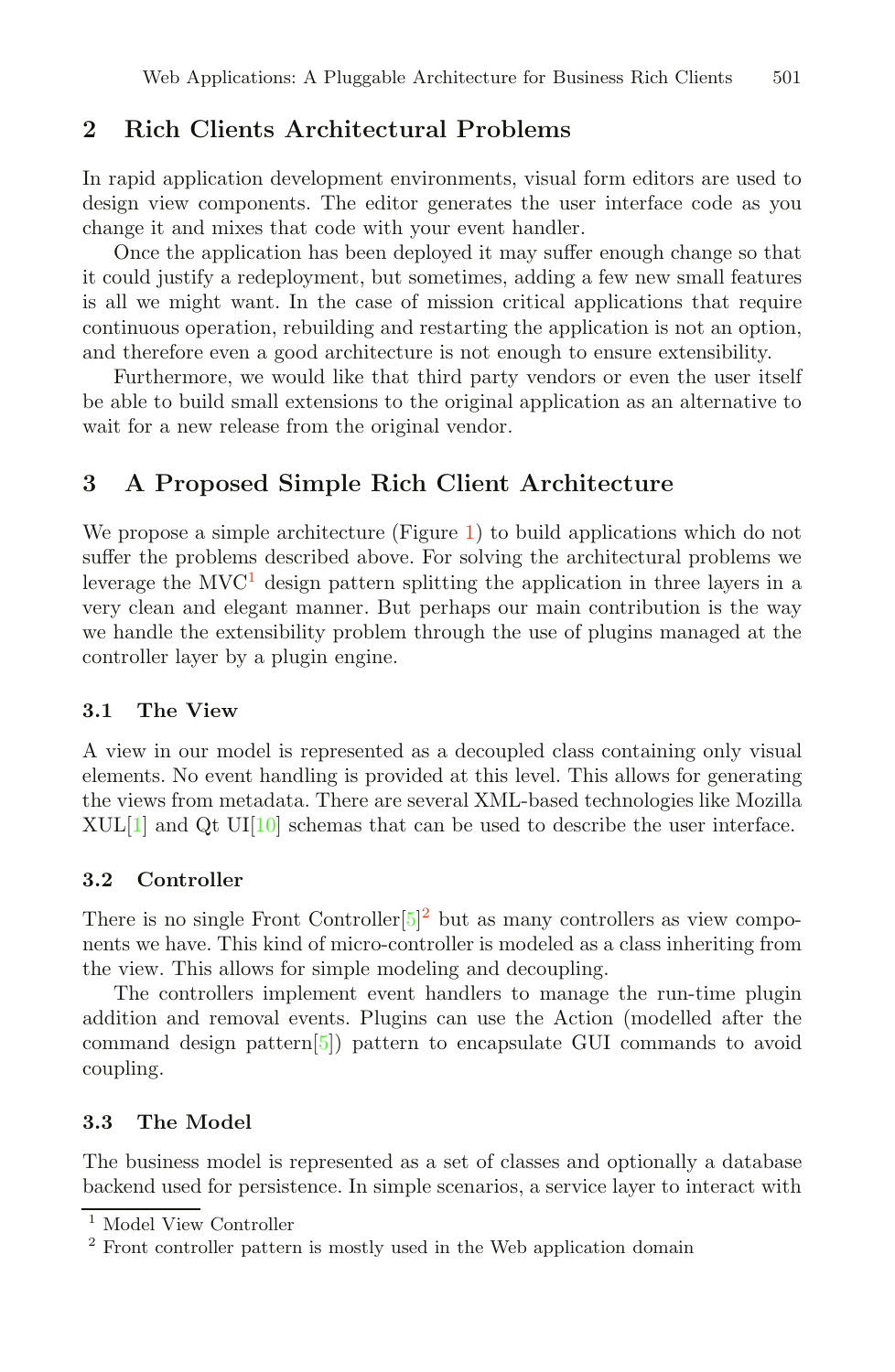## 2 Rich Clients Architectural Problems

In rapid application development environments, visual form editors are used to design view components. The editor generates the user interface code as you change it and mixes that code with your event handler.

Once the application has been deployed it may suffer enough change so that it could justify a redeployment, but sometimes, adding a few new small features is all we might want. In the case of mission critical applications that require continuous operation, rebuilding and restarting the application is not an option, and therefore even a good architecture is not enough to ensure extensibility.

Furthermore, we would like that third party vendors or even the user itself be able to build small extensions to the original application as an alternative to wait for a new release from the original vendor.

## 3 A Proposed Simple Rich Client Architecture

We propose a simple architecture (Figure 1) to build applications which do not suffer the problems described above. For solving the architectural problems we leverage the MVC[1] design pattern splitting the application in three layers in a very clean and elegant manner. But perhaps our main contribution is the way we handle the extensibility problem through the use of plugins managed at the controller layer by a plugin engine.

### 3.1 The View

A view in our model is represented as a decoupled class containing only visual elements. No event handling is provided at this level. This allows for generating the views from metadata. There are several XML-based technologies like Mozilla XUL[1] and Qt UI[10] schemas that can be used to describe the user interface.

### 3.2 Controller

There is no single Front Controller[5][2] but as many controllers as view components we have. This kind of micro-controller is modeled as a class inheriting from the view. This allows for simple modeling and decoupling.

The controllers implement event handlers to manage the run-time plugin addition and removal events. Plugins can use the Action (modelled after the command design pattern[5]) pattern to encapsulate GUI commands to avoid coupling.

### 3.3 The Model

The business model is represented as a set of classes and optionally a database backend used for persistence. In simple scenarios, a service layer to interact with

---

[1] Model View Controller

[2] Front controller pattern is mostly used in the Web application domain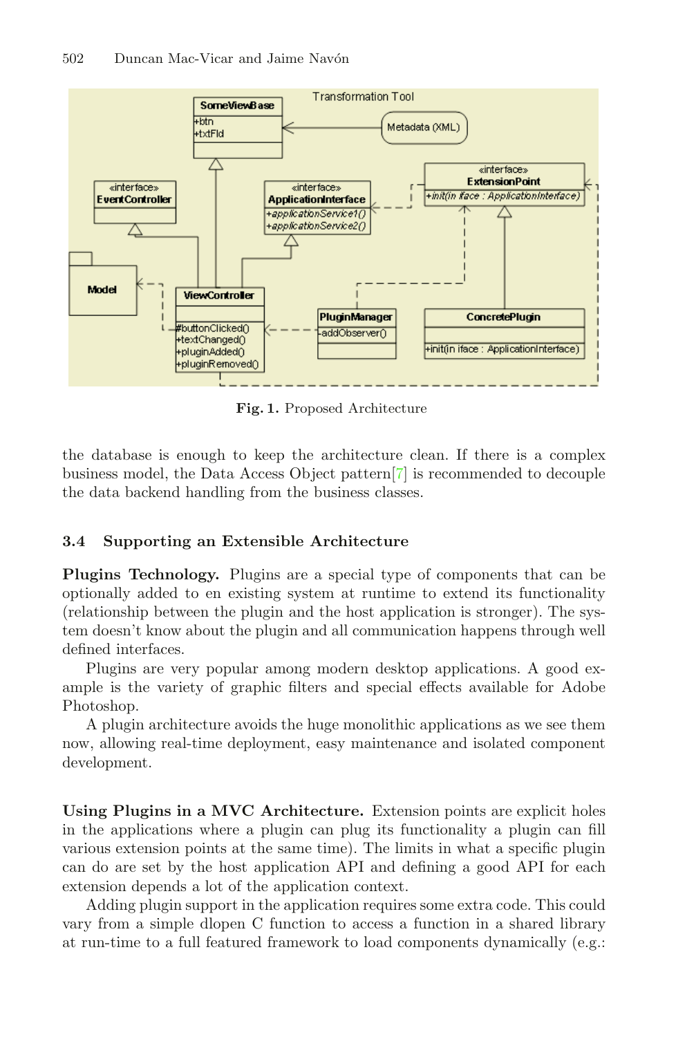Fig. 1. Proposed Architecture

the database is enough to keep the architecture clean. If there is a complex business model, the Data Access Object pattern[7] is recommended to decouple the data backend handling from the business classes.

### 3.4 Supporting an Extensible Architecture

**Plugins Technology.** Plugins are a special type of components that can be optionally added to en existing system at runtime to extend its functionality (relationship between the plugin and the host application is stronger). The system doesn't know about the plugin and all communication happens through well defined interfaces.

Plugins are very popular among modern desktop applications. A good example is the variety of graphic filters and special effects available for Adobe Photoshop.

A plugin architecture avoids the huge monolithic applications as we see them now, allowing real-time deployment, easy maintenance and isolated component development.

**Using Plugins in a MVC Architecture.** Extension points are explicit holes in the applications where a plugin can plug its functionality a plugin can fill various extension points at the same time). The limits in what a specific plugin can do are set by the host application API and defining a good API for each extension depends a lot of the application context.

Adding plugin support in the application requires some extra code. This could vary from a simple dlopen C function to access a function in a shared library at run-time to a full featured framework to load components dynamically (e.g.: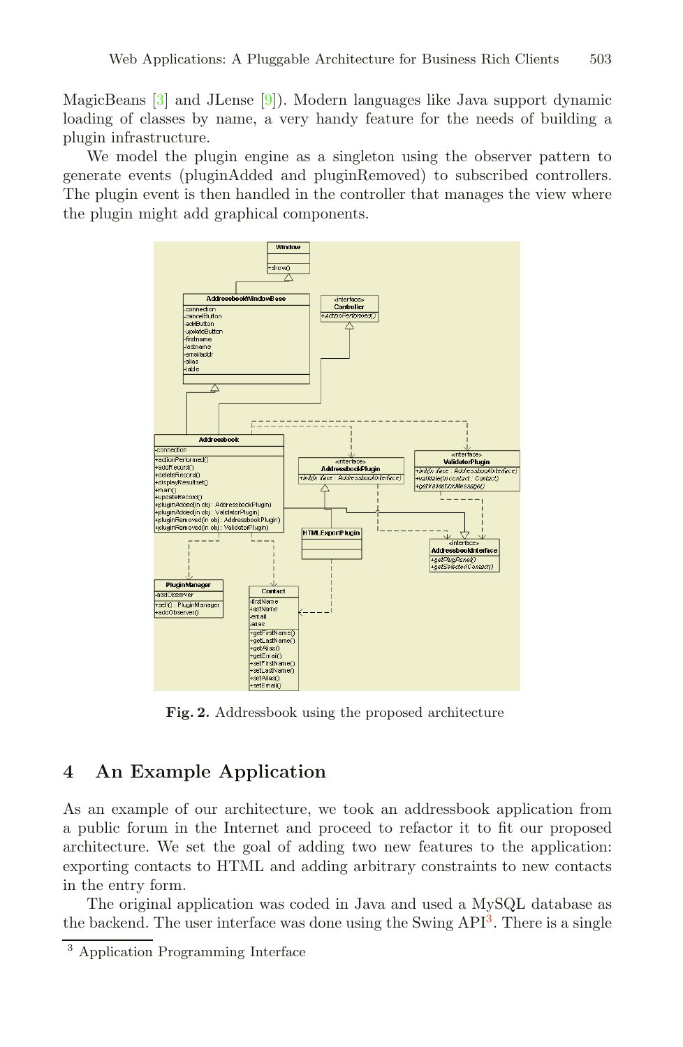MagicBeans [3] and JLense [9]). Modern languages like Java support dynamic loading of classes by name, a very handy feature for the needs of building a plugin infrastructure.

We model the plugin engine as a singleton using the observer pattern to generate events (pluginAdded and pluginRemoved) to subscribed controllers. The plugin event is then handled in the controller that manages the view where the plugin might add graphical components.

**Fig. 2.** Addressbook using the proposed architecture

## 4 An Example Application

As an example of our architecture, we took an addressbook application from a public forum in the Internet and proceed to refactor it to fit our proposed architecture. We set the goal of adding two new features to the application: exporting contacts to HTML and adding arbitrary constraints to new contacts in the entry form.

The original application was coded in Java and used a MySQL database as the backend. The user interface was done using the Swing API[3]. There is a single

[3] Application Programming Interface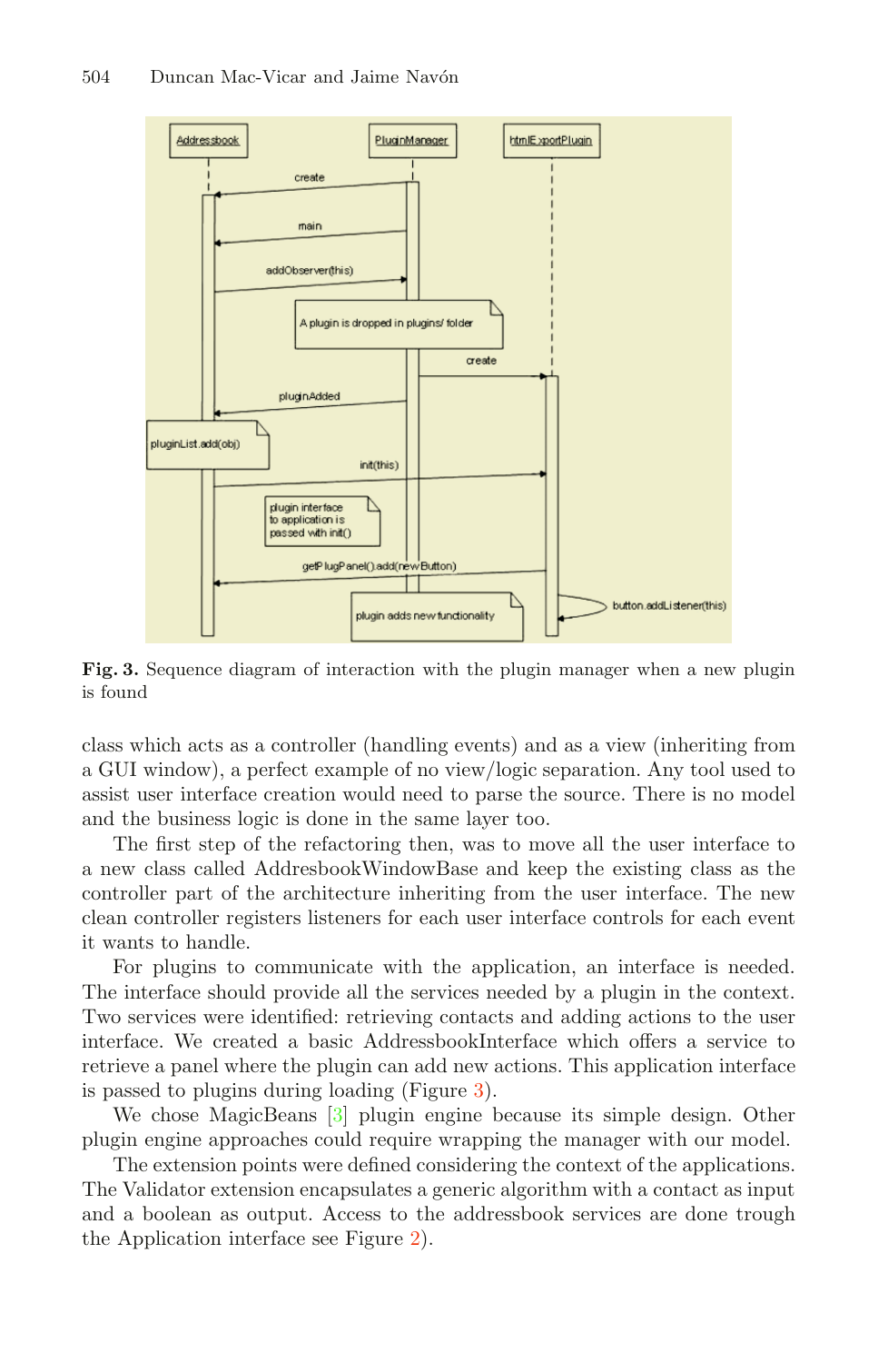**Fig. 3.** Sequence diagram of interaction with the plugin manager when a new plugin is found

class which acts as a controller (handling events) and as a view (inheriting from a GUI window), a perfect example of no view/logic separation. Any tool used to assist user interface creation would need to parse the source. There is no model and the business logic is done in the same layer too.

The first step of the refactoring then, was to move all the user interface to a new class called AddresbookWindowBase and keep the existing class as the controller part of the architecture inheriting from the user interface. The new clean controller registers listeners for each user interface controls for each event it wants to handle.

For plugins to communicate with the application, an interface is needed. The interface should provide all the services needed by a plugin in the context. Two services were identified: retrieving contacts and adding actions to the user interface. We created a basic AddressbookInterface which offers a service to retrieve a panel where the plugin can add new actions. This application interface is passed to plugins during loading (Figure 3).

We chose MagicBeans [3] plugin engine because its simple design. Other plugin engine approaches could require wrapping the manager with our model.

The extension points were defined considering the context of the applications. The Validator extension encapsulates a generic algorithm with a contact as input and a boolean as output. Access to the addressbook services are done trough the Application interface see Figure 2).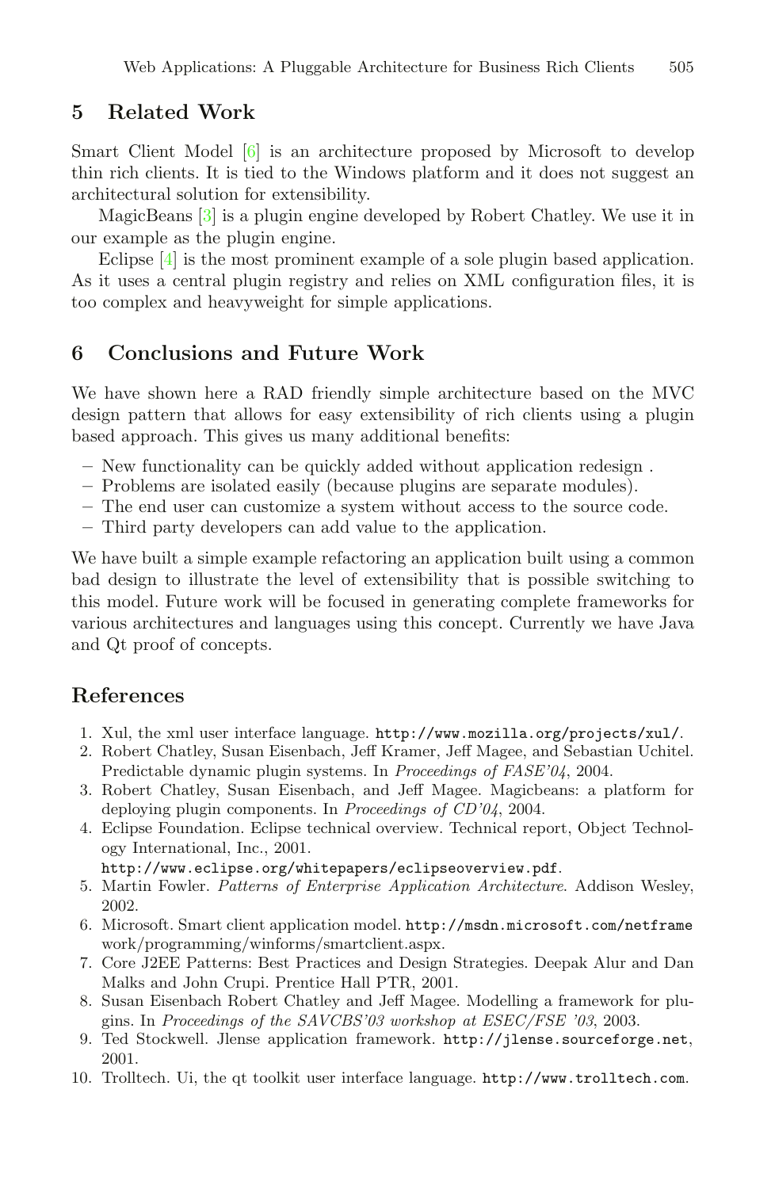## 5 Related Work

Smart Client Model [6] is an architecture proposed by Microsoft to develop thin rich clients. It is tied to the Windows platform and it does not suggest an architectural solution for extensibility.

MagicBeans [3] is a plugin engine developed by Robert Chatley. We use it in our example as the plugin engine.

Eclipse [4] is the most prominent example of a sole plugin based application. As it uses a central plugin registry and relies on XML configuration files, it is too complex and heavyweight for simple applications.

## 6 Conclusions and Future Work

We have shown here a RAD friendly simple architecture based on the MVC design pattern that allows for easy extensibility of rich clients using a plugin based approach. This gives us many additional benefits:

- New functionality can be quickly added without application redesign .
- Problems are isolated easily (because plugins are separate modules).
- The end user can customize a system without access to the source code.
- Third party developers can add value to the application.

We have built a simple example refactoring an application built using a common bad design to illustrate the level of extensibility that is possible switching to this model. Future work will be focused in generating complete frameworks for various architectures and languages using this concept. Currently we have Java and Qt proof of concepts.

## References

1. Xul, the xml user interface language. `http://www.mozilla.org/projects/xul/`.
2. Robert Chatley, Susan Eisenbach, Jeff Kramer, Jeff Magee, and Sebastian Uchitel. Predictable dynamic plugin systems. In *Proceedings of FASE'04*, 2004.
3. Robert Chatley, Susan Eisenbach, and Jeff Magee. Magicbeans: a platform for deploying plugin components. In *Proceedings of CD'04*, 2004.
4. Eclipse Foundation. Eclipse technical overview. Technical report, Object Technology International, Inc., 2001. `http://www.eclipse.org/whitepapers/eclipseoverview.pdf`.
5. Martin Fowler. *Patterns of Enterprise Application Architecture*. Addison Wesley, 2002.
6. Microsoft. Smart client application model. `http://msdn.microsoft.com/netframework/programming/winforms/smartclient.aspx`.
7. Core J2EE Patterns: Best Practices and Design Strategies. Deepak Alur and Dan Malks and John Crupi. Prentice Hall PTR, 2001.
8. Susan Eisenbach Robert Chatley and Jeff Magee. Modelling a framework for plugins. In *Proceedings of the SAVCBS'03 workshop at ESEC/FSE '03*, 2003.
9. Ted Stockwell. Jlense application framework. `http://jlense.sourceforge.net`, 2001.
10. Trolltech. Ui, the qt toolkit user interface language. `http://www.trolltech.com`.